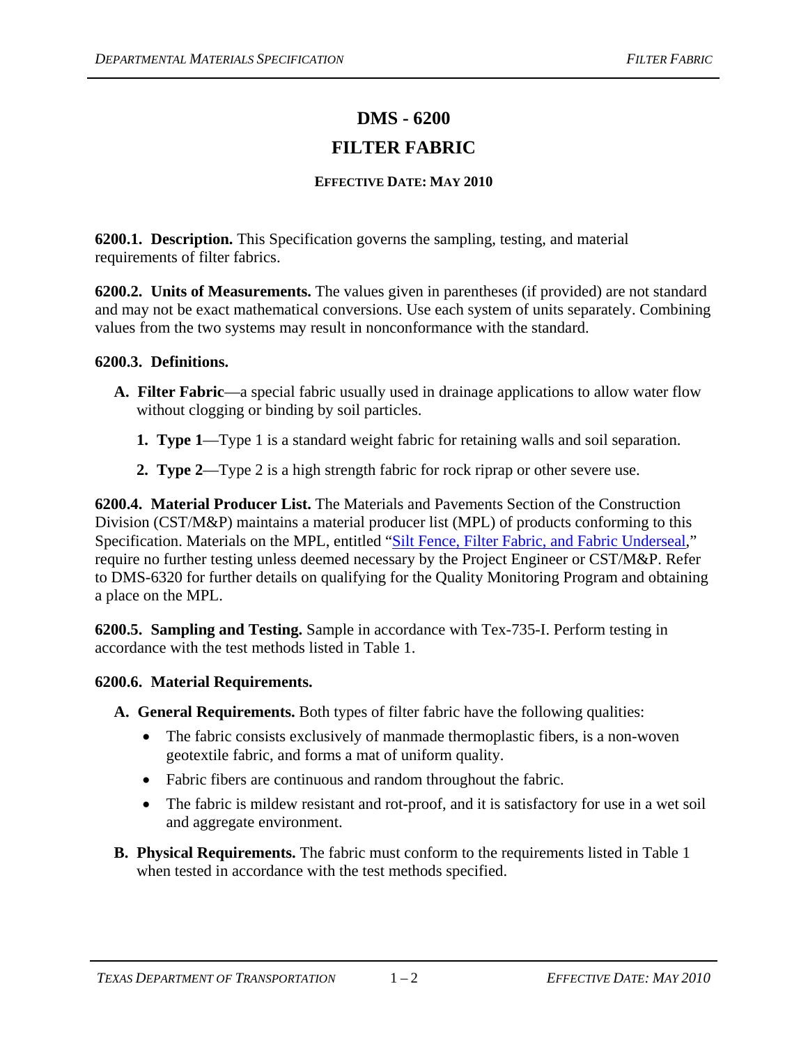# DMS - 6200

# FILTER FABRIC

**EFFECTIVE DATE: MAY 2010**

**6200.1. Description.** This Specification governs the sampling, testing, and material requirements of filter fabrics.

**6200.2. Units of Measurements.** The values given in parentheses (if provided) are not standard and may not be exact mathematical conversions. Use each system of units separately. Combining values from the two systems may result in nonconformance with the standard.

**6200.3. Definitions.**

**A. Filter Fabric**—a special fabric usually used in drainage applications to allow water flow without clogging or binding by soil particles.

1. **Type 1**—Type 1 is a standard weight fabric for retaining walls and soil separation.
2. **Type 2**—Type 2 is a high strength fabric for rock riprap or other severe use.

**6200.4. Material Producer List.** The Materials and Pavements Section of the Construction Division (CST/M&P) maintains a material producer list (MPL) of products conforming to this Specification. Materials on the MPL, entitled "Silt Fence, Filter Fabric, and Fabric Underseal," require no further testing unless deemed necessary by the Project Engineer or CST/M&P. Refer to DMS-6320 for further details on qualifying for the Quality Monitoring Program and obtaining a place on the MPL.

**6200.5. Sampling and Testing.** Sample in accordance with Tex-735-I. Perform testing in accordance with the test methods listed in Table 1.

**6200.6. Material Requirements.**

**A. General Requirements.** Both types of filter fabric have the following qualities:

- The fabric consists exclusively of manmade thermoplastic fibers, is a non-woven geotextile fabric, and forms a mat of uniform quality.
- Fabric fibers are continuous and random throughout the fabric.
- The fabric is mildew resistant and rot-proof, and it is satisfactory for use in a wet soil and aggregate environment.

**B. Physical Requirements.** The fabric must conform to the requirements listed in Table 1 when tested in accordance with the test methods specified.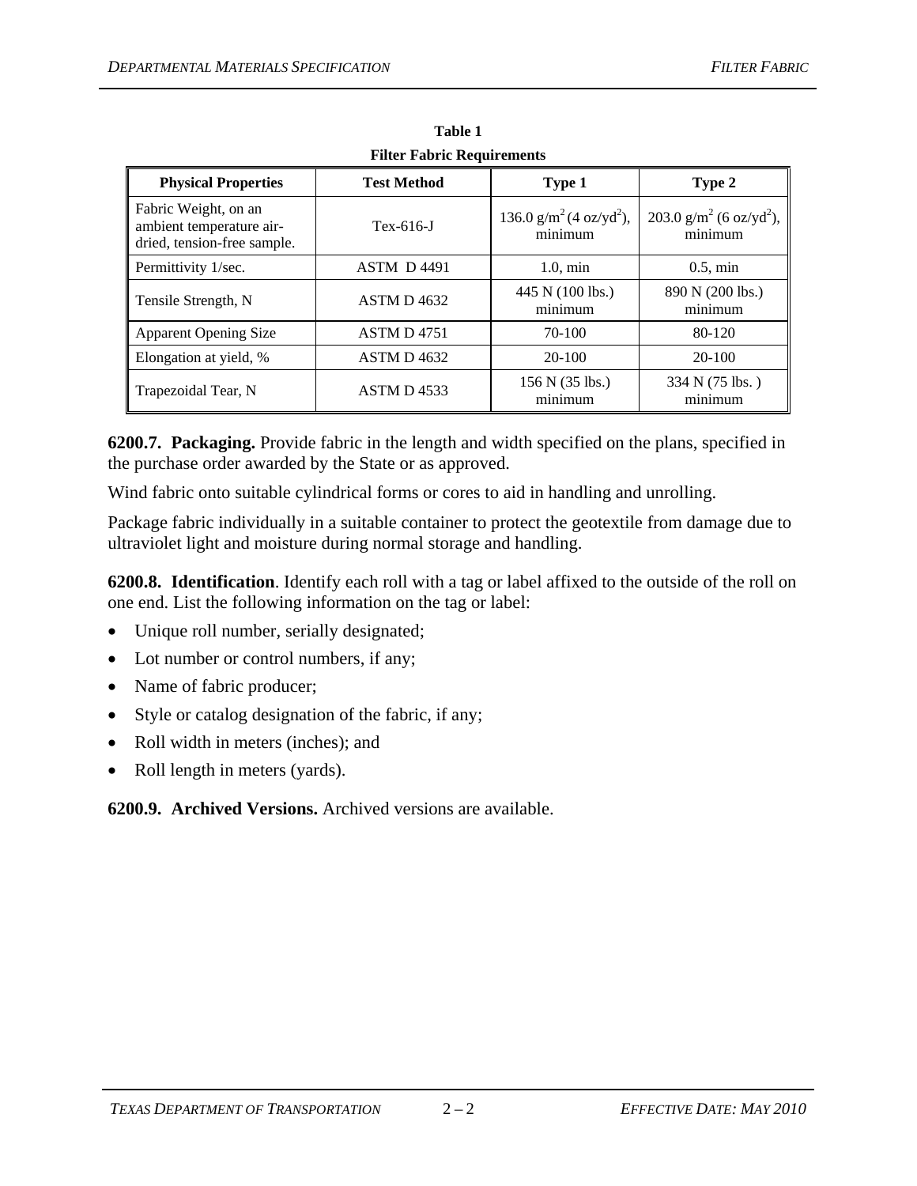**Table 1**

**Filter Fabric Requirements**

| Physical Properties | Test Method | Type 1 | Type 2 |
|---|---|---|---|
| Fabric Weight, on an ambient temperature air-dried, tension-free sample. | Tex-616-J | 136.0 $g/m^2$ (4 $oz/yd^2$), minimum | 203.0 $g/m^2$ (6 $oz/yd^2$), minimum |
| Permittivity 1/sec. | ASTM D 4491 | 1.0, min | 0.5, min |
| Tensile Strength, N | ASTM D 4632 | 445 N (100 lbs.) minimum | 890 N (200 lbs.) minimum |
| Apparent Opening Size | ASTM D 4751 | 70-100 | 80-120 |
| Elongation at yield, % | ASTM D 4632 | 20-100 | 20-100 |
| Trapezoidal Tear, N | ASTM D 4533 | 156 N (35 lbs.) minimum | 334 N (75 lbs. ) minimum |

**6200.7. Packaging.** Provide fabric in the length and width specified on the plans, specified in the purchase order awarded by the State or as approved.

Wind fabric onto suitable cylindrical forms or cores to aid in handling and unrolling.

Package fabric individually in a suitable container to protect the geotextile from damage due to ultraviolet light and moisture during normal storage and handling.

**6200.8. Identification**. Identify each roll with a tag or label affixed to the outside of the roll on one end. List the following information on the tag or label:

- Unique roll number, serially designated;
- Lot number or control numbers, if any;
- Name of fabric producer;
- Style or catalog designation of the fabric, if any;
- Roll width in meters (inches); and
- Roll length in meters (yards).

**6200.9. Archived Versions.** Archived versions are available.